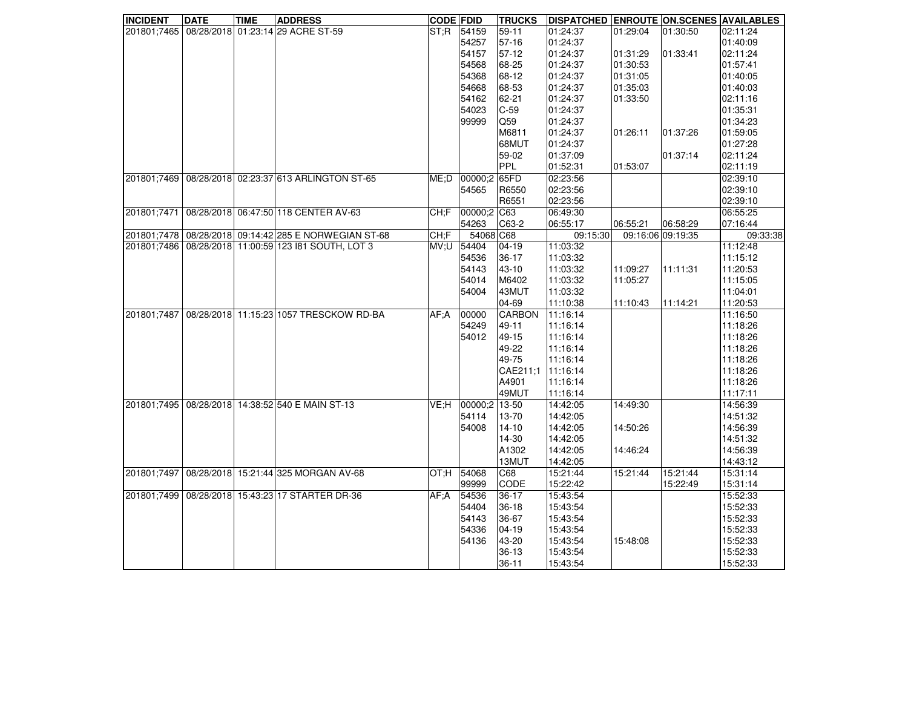| INCIDENT | DATE | TIME | ADDRESS | CODE | FDID | TRUCKS | DISPATCHED | ENROUTE | ON.SCENES | AVAILABLES |
|---|---|---|---|---|---|---|---|---|---|---|
| 201801;7465 | 08/28/2018 | 01:23:14 | 29 ACRE ST-59 | ST;R | 54159 | 59-11 | 01:24:37 | 01:29:04 | 01:30:50 | 02:11:24 |
| | | | | | 54257 | 57-16 | 01:24:37 | | | 01:40:09 |
| | | | | | 54157 | 57-12 | 01:24:37 | 01:31:29 | 01:33:41 | 02:11:24 |
| | | | | | 54568 | 68-25 | 01:24:37 | 01:30:53 | | 01:57:41 |
| | | | | | 54368 | 68-12 | 01:24:37 | 01:31:05 | | 01:40:05 |
| | | | | | 54668 | 68-53 | 01:24:37 | 01:35:03 | | 01:40:03 |
| | | | | | 54162 | 62-21 | 01:24:37 | 01:33:50 | | 02:11:16 |
| | | | | | 54023 | C-59 | 01:24:37 | | | 01:35:31 |
| | | | | | 99999 | Q59 | 01:24:37 | | | 01:34:23 |
| | | | | | | M6811 | 01:24:37 | 01:26:11 | 01:37:26 | 01:59:05 |
| | | | | | | 68MUT | 01:24:37 | | | 01:27:28 |
| | | | | | | 59-02 | 01:37:09 | | 01:37:14 | 02:11:24 |
| | | | | | | PPL | 01:52:31 | 01:53:07 | | 02:11:19 |
| 201801;7469 | 08/28/2018 | 02:23:37 | 613 ARLINGTON ST-65 | ME;D | 00000;2 | 65FD | 02:23:56 | | | 02:39:10 |
| | | | | | 54565 | R6550 | 02:23:56 | | | 02:39:10 |
| | | | | | | R6551 | 02:23:56 | | | 02:39:10 |
| 201801;7471 | 08/28/2018 | 06:47:50 | 118 CENTER AV-63 | CH;F | 00000;2 | C63 | 06:49:30 | | | 06:55:25 |
| | | | | | 54263 | C63-2 | 06:55:17 | 06:55:21 | 06:58:29 | 07:16:44 |
| 201801;7478 | 08/28/2018 | 09:14:42 | 285 E NORWEGIAN ST-68 | CH;F | 54068 | C68 | 09:15:30 | 09:16:06 | 09:19:35 | 09:33:38 |
| 201801;7486 | 08/28/2018 | 11:00:59 | 123 I81 SOUTH, LOT 3 | MV;U | 54404 | 04-19 | 11:03:32 | | | 11:12:48 |
| | | | | | 54536 | 36-17 | 11:03:32 | | | 11:15:12 |
| | | | | | 54143 | 43-10 | 11:03:32 | 11:09:27 | 11:11:31 | 11:20:53 |
| | | | | | 54014 | M6402 | 11:03:32 | 11:05:27 | | 11:15:05 |
| | | | | | 54004 | 43MUT | 11:03:32 | | | 11:04:01 |
| | | | | | | 04-69 | 11:10:38 | 11:10:43 | 11:14:21 | 11:20:53 |
| 201801;7487 | 08/28/2018 | 11:15:23 | 1057 TRESCKOW RD-BA | AF;A | 00000 | CARBON | 11:16:14 | | | 11:16:50 |
| | | | | | 54249 | 49-11 | 11:16:14 | | | 11:18:26 |
| | | | | | 54012 | 49-15 | 11:16:14 | | | 11:18:26 |
| | | | | | | 49-22 | 11:16:14 | | | 11:18:26 |
| | | | | | | 49-75 | 11:16:14 | | | 11:18:26 |
| | | | | | | CAE211;1 | 11:16:14 | | | 11:18:26 |
| | | | | | | A4901 | 11:16:14 | | | 11:18:26 |
| | | | | | | 49MUT | 11:16:14 | | | 11:17:11 |
| 201801;7495 | 08/28/2018 | 14:38:52 | 540 E MAIN ST-13 | VE;H | 00000;2 | 13-50 | 14:42:05 | 14:49:30 | | 14:56:39 |
| | | | | | 54114 | 13-70 | 14:42:05 | | | 14:51:32 |
| | | | | | 54008 | 14-10 | 14:42:05 | 14:50:26 | | 14:56:39 |
| | | | | | | 14-30 | 14:42:05 | | | 14:51:32 |
| | | | | | | A1302 | 14:42:05 | 14:46:24 | | 14:56:39 |
| | | | | | | 13MUT | 14:42:05 | | | 14:43:12 |
| 201801;7497 | 08/28/2018 | 15:21:44 | 325 MORGAN AV-68 | OT;H | 54068 | C68 | 15:21:44 | 15:21:44 | 15:21:44 | 15:31:14 |
| | | | | | 99999 | CODE | 15:22:42 | | 15:22:49 | 15:31:14 |
| 201801;7499 | 08/28/2018 | 15:43:23 | 17 STARTER DR-36 | AF;A | 54536 | 36-17 | 15:43:54 | | | 15:52:33 |
| | | | | | 54404 | 36-18 | 15:43:54 | | | 15:52:33 |
| | | | | | 54143 | 36-67 | 15:43:54 | | | 15:52:33 |
| | | | | | 54336 | 04-19 | 15:43:54 | | | 15:52:33 |
| | | | | | 54136 | 43-20 | 15:43:54 | 15:48:08 | | 15:52:33 |
| | | | | | | 36-13 | 15:43:54 | | | 15:52:33 |
| | | | | | | 36-11 | 15:43:54 | | | 15:52:33 |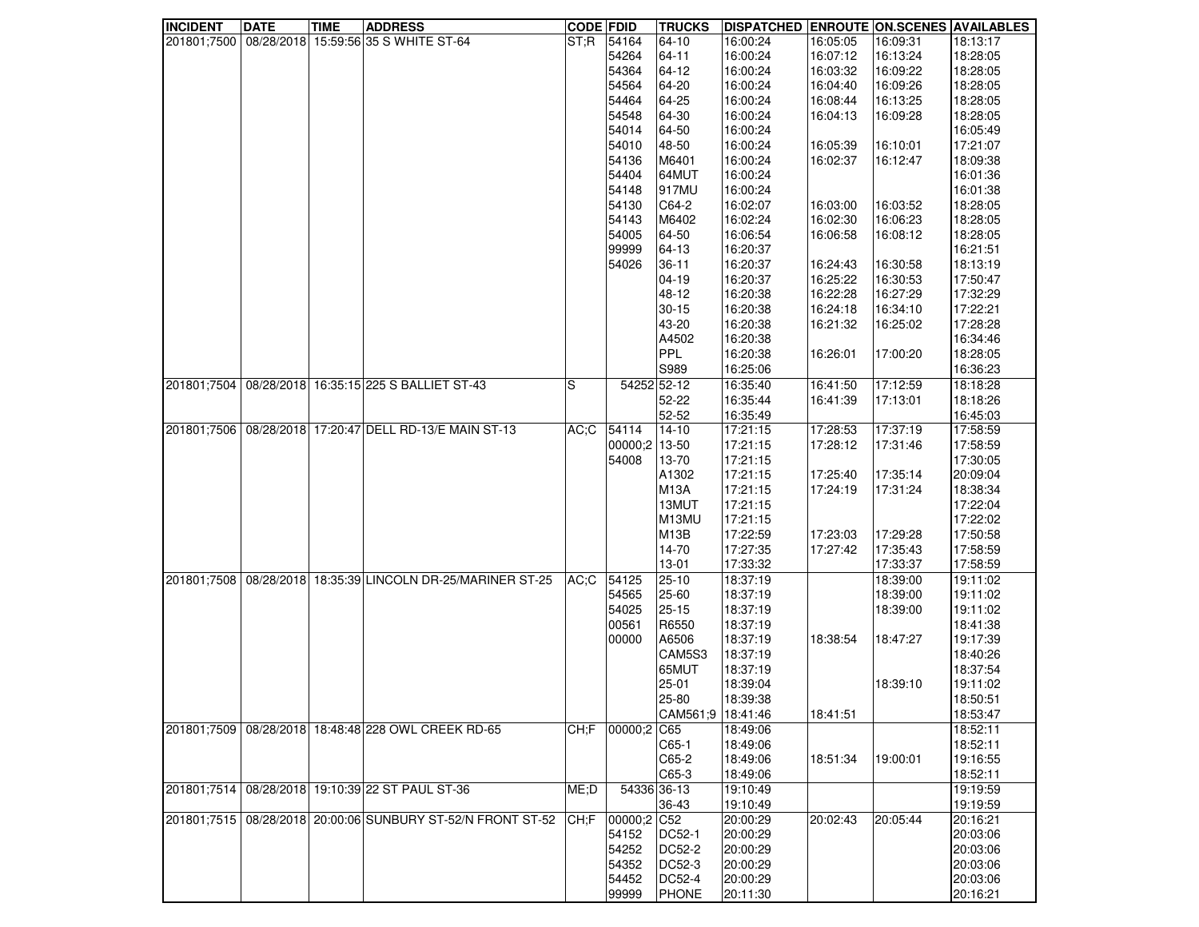| INCIDENT | DATE | TIME | ADDRESS | CODE | FDID | TRUCKS | DISPATCHED | ENROUTE | ON.SCENES | AVAILABLES |
|---|---|---|---|---|---|---|---|---|---|---|
| 201801;7500 | 08/28/2018 | 15:59:56 | 35 S WHITE ST-64 | ST;R | 54164 | 64-10 | 16:00:24 | 16:05:05 | 16:09:31 | 18:13:17 |
| | | | | | 54264 | 64-11 | 16:00:24 | 16:07:12 | 16:13:24 | 18:28:05 |
| | | | | | 54364 | 64-12 | 16:00:24 | 16:03:32 | 16:09:22 | 18:28:05 |
| | | | | | 54564 | 64-20 | 16:00:24 | 16:04:40 | 16:09:26 | 18:28:05 |
| | | | | | 54464 | 64-25 | 16:00:24 | 16:08:44 | 16:13:25 | 18:28:05 |
| | | | | | 54548 | 64-30 | 16:00:24 | 16:04:13 | 16:09:28 | 18:28:05 |
| | | | | | 54014 | 64-50 | 16:00:24 | | | 16:05:49 |
| | | | | | 54010 | 48-50 | 16:00:24 | 16:05:39 | 16:10:01 | 17:21:07 |
| | | | | | 54136 | M6401 | 16:00:24 | 16:02:37 | 16:12:47 | 18:09:38 |
| | | | | | 54404 | 64MUT | 16:00:24 | | | 16:01:36 |
| | | | | | 54148 | 917MU | 16:00:24 | | | 16:01:38 |
| | | | | | 54130 | C64-2 | 16:02:07 | 16:03:00 | 16:03:52 | 18:28:05 |
| | | | | | 54143 | M6402 | 16:02:24 | 16:02:30 | 16:06:23 | 18:28:05 |
| | | | | | 54005 | 64-50 | 16:06:54 | 16:06:58 | 16:08:12 | 18:28:05 |
| | | | | | 99999 | 64-13 | 16:20:37 | | | 16:21:51 |
| | | | | | 54026 | 36-11 | 16:20:37 | 16:24:43 | 16:30:58 | 18:13:19 |
| | | | | | | 04-19 | 16:20:37 | 16:25:22 | 16:30:53 | 17:50:47 |
| | | | | | | 48-12 | 16:20:38 | 16:22:28 | 16:27:29 | 17:32:29 |
| | | | | | | 30-15 | 16:20:38 | 16:24:18 | 16:34:10 | 17:22:21 |
| | | | | | | 43-20 | 16:20:38 | 16:21:32 | 16:25:02 | 17:28:28 |
| | | | | | | A4502 | 16:20:38 | | | 16:34:46 |
| | | | | | | PPL | 16:20:38 | 16:26:01 | 17:00:20 | 18:28:05 |
| | | | | | | S989 | 16:25:06 | | | 16:36:23 |
| 201801;7504 | 08/28/2018 | 16:35:15 | 225 S BALLIET ST-43 | S | 54252 | 52-12 | 16:35:40 | 16:41:50 | 17:12:59 | 18:18:28 |
| | | | | | | 52-22 | 16:35:44 | 16:41:39 | 17:13:01 | 18:18:26 |
| | | | | | | 52-52 | 16:35:49 | | | 16:45:03 |
| 201801;7506 | 08/28/2018 | 17:20:47 | DELL RD-13/E MAIN ST-13 | AC;C | 54114 | 14-10 | 17:21:15 | 17:28:53 | 17:37:19 | 17:58:59 |
| | | | | | 00000;2 | 13-50 | 17:21:15 | 17:28:12 | 17:31:46 | 17:58:59 |
| | | | | | 54008 | 13-70 | 17:21:15 | | | 17:30:05 |
| | | | | | | A1302 | 17:21:15 | 17:25:40 | 17:35:14 | 20:09:04 |
| | | | | | | M13A | 17:21:15 | 17:24:19 | 17:31:24 | 18:38:34 |
| | | | | | | 13MUT | 17:21:15 | | | 17:22:04 |
| | | | | | | M13MU | 17:21:15 | | | 17:22:02 |
| | | | | | | M13B | 17:22:59 | 17:23:03 | 17:29:28 | 17:50:58 |
| | | | | | | 14-70 | 17:27:35 | 17:27:42 | 17:35:43 | 17:58:59 |
| | | | | | | 13-01 | 17:33:32 | | 17:33:37 | 17:58:59 |
| 201801;7508 | 08/28/2018 | 18:35:39 | LINCOLN DR-25/MARINER ST-25 | AC;C | 54125 | 25-10 | 18:37:19 | | 18:39:00 | 19:11:02 |
| | | | | | 54565 | 25-60 | 18:37:19 | | 18:39:00 | 19:11:02 |
| | | | | | 54025 | 25-15 | 18:37:19 | | 18:39:00 | 19:11:02 |
| | | | | | 00561 | R6550 | 18:37:19 | | | 18:41:38 |
| | | | | | 00000 | A6506 | 18:37:19 | 18:38:54 | 18:47:27 | 19:17:39 |
| | | | | | | CAM5S3 | 18:37:19 | | | 18:40:26 |
| | | | | | | 65MUT | 18:37:19 | | | 18:37:54 |
| | | | | | | 25-01 | 18:39:04 | | 18:39:10 | 19:11:02 |
| | | | | | | 25-80 | 18:39:38 | | | 18:50:51 |
| | | | | | | CAM561;9 | 18:41:46 | 18:41:51 | | 18:53:47 |
| 201801;7509 | 08/28/2018 | 18:48:48 | 228 OWL CREEK RD-65 | CH;F | 00000;2 | C65 | 18:49:06 | | | 18:52:11 |
| | | | | | | C65-1 | 18:49:06 | | | 18:52:11 |
| | | | | | | C65-2 | 18:49:06 | 18:51:34 | 19:00:01 | 19:16:55 |
| | | | | | | C65-3 | 18:49:06 | | | 18:52:11 |
| 201801;7514 | 08/28/2018 | 19:10:39 | 22 ST PAUL ST-36 | ME;D | 54336 | 36-13 | 19:10:49 | | | 19:19:59 |
| | | | | | | 36-43 | 19:10:49 | | | 19:19:59 |
| 201801;7515 | 08/28/2018 | 20:00:06 | SUNBURY ST-52/N FRONT ST-52 | CH;F | 00000;2 | C52 | 20:00:29 | 20:02:43 | 20:05:44 | 20:16:21 |
| | | | | | 54152 | DC52-1 | 20:00:29 | | | 20:03:06 |
| | | | | | 54252 | DC52-2 | 20:00:29 | | | 20:03:06 |
| | | | | | 54352 | DC52-3 | 20:00:29 | | | 20:03:06 |
| | | | | | 54452 | DC52-4 | 20:00:29 | | | 20:03:06 |
| | | | | | 99999 | PHONE | 20:11:30 | | | 20:16:21 |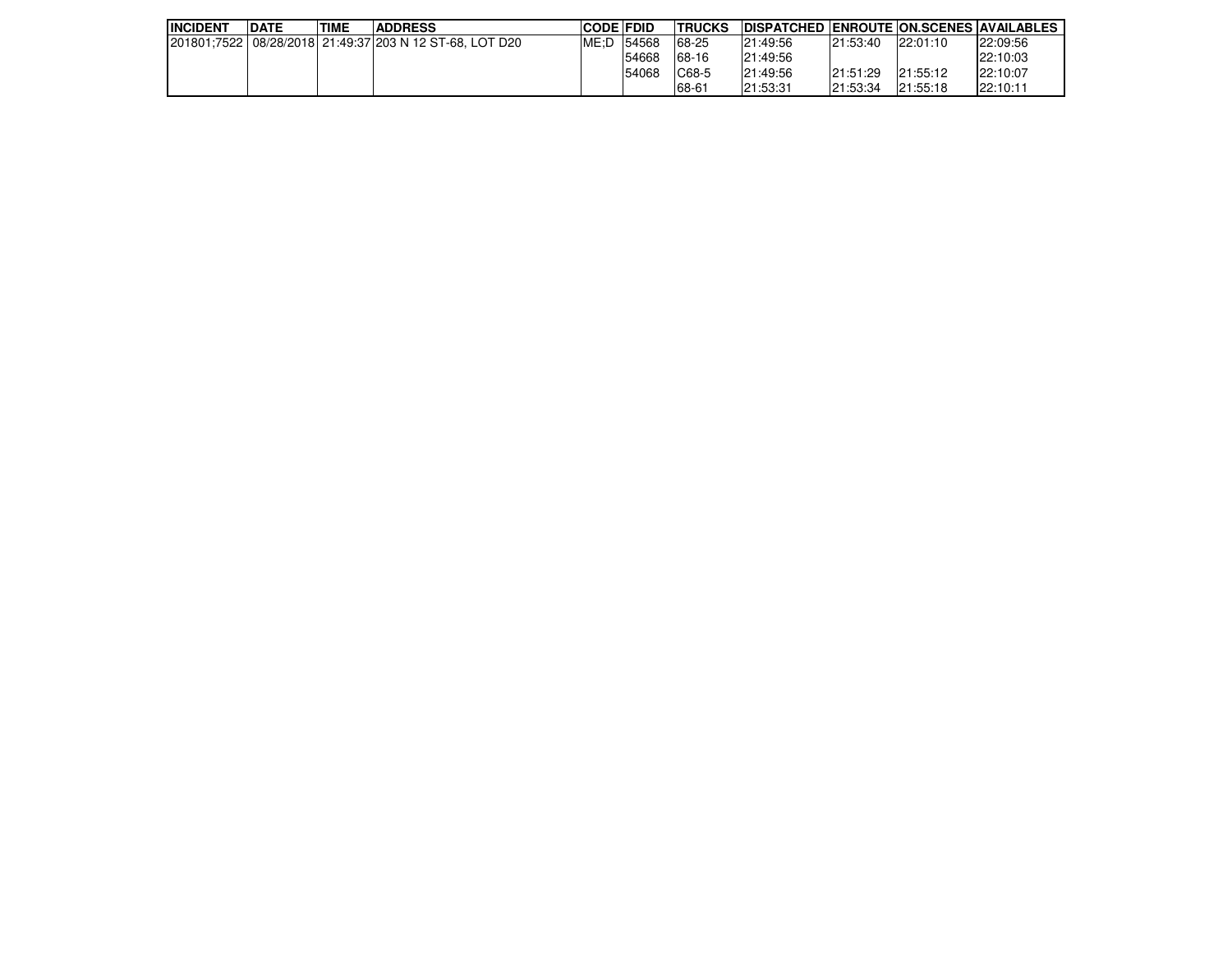| INCIDENT | DATE | TIME | ADDRESS | CODE | FDID | TRUCKS | DISPATCHED | ENROUTE | ON.SCENES | AVAILABLES |
| --- | --- | --- | --- | --- | --- | --- | --- | --- | --- | --- |
| 201801;7522 | 08/28/2018 | 21:49:37 | 203 N 12 ST-68, LOT D20 | ME;D | 54568 | 68-25 | 21:49:56 | 21:53:40 | 22:01:10 | 22:09:56 |
| | | | | | 54668 | 68-16 | 21:49:56 | | | 22:10:03 |
| | | | | | 54068 | C68-5 | 21:49:56 | 21:51:29 | 21:55:12 | 22:10:07 |
| | | | | | | 68-61 | 21:53:31 | 21:53:34 | 21:55:18 | 22:10:11 |